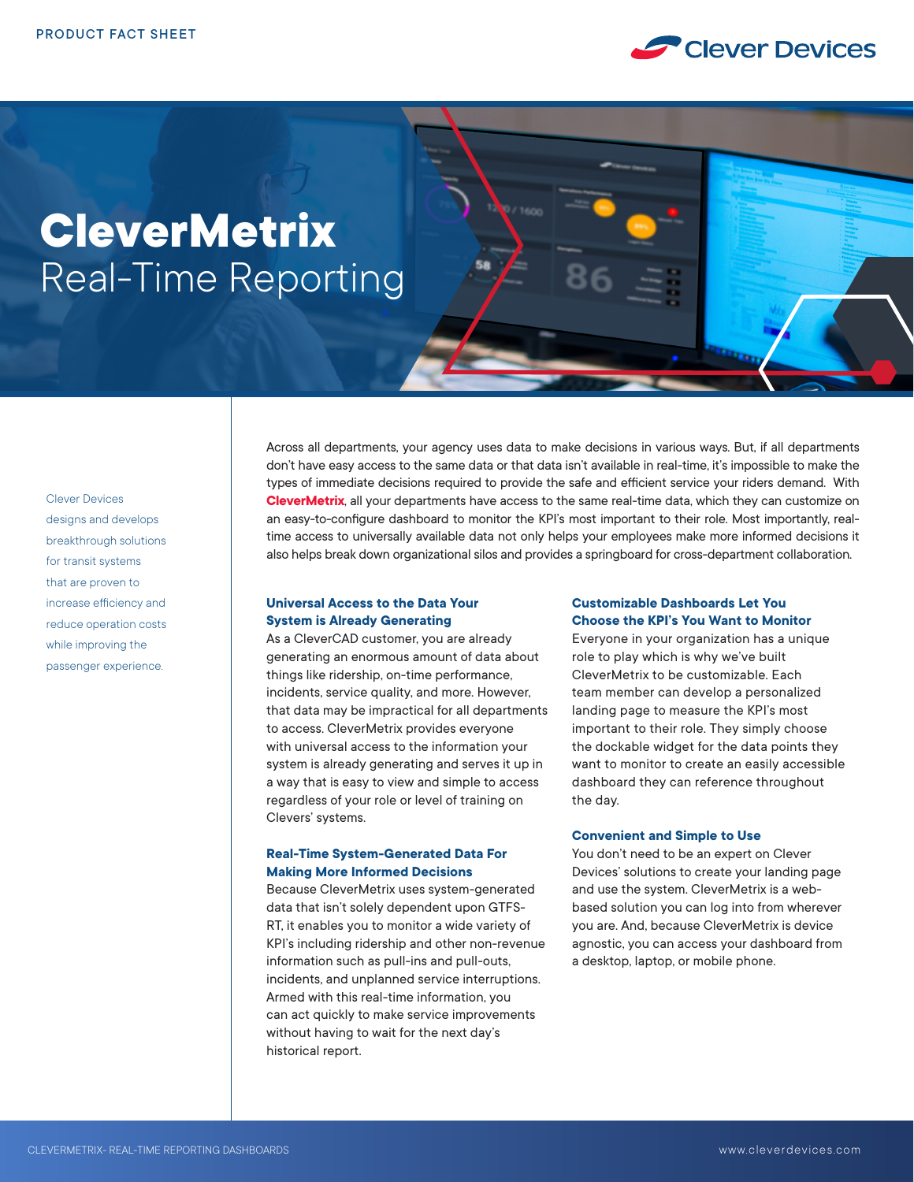PRODUCT FACT SHEET

# CleverMetrix

## Real-Time Reporting

Clever Devices designs and develops breakthrough solutions for transit systems that are proven to increase efficiency and reduce operation costs while improving the passenger experience.

Across all departments, your agency uses data to make decisions in various ways. But, if all departments don't have easy access to the same data or that data isn't available in real-time, it's impossible to make the types of immediate decisions required to provide the safe and efficient service your riders demand. With **CleverMetrix**, all your departments have access to the same real-time data, which they can customize on an easy-to-configure dashboard to monitor the KPI's most important to their role. Most importantly, real-time access to universally available data not only helps your employees make more informed decisions it also helps break down organizational silos and provides a springboard for cross-department collaboration.

### Universal Access to the Data Your System is Already Generating

As a CleverCAD customer, you are already generating an enormous amount of data about things like ridership, on-time performance, incidents, service quality, and more. However, that data may be impractical for all departments to access. CleverMetrix provides everyone with universal access to the information your system is already generating and serves it up in a way that is easy to view and simple to access regardless of your role or level of training on Clevers' systems.

### Real-Time System-Generated Data For Making More Informed Decisions

Because CleverMetrix uses system-generated data that isn't solely dependent upon GTFS-RT, it enables you to monitor a wide variety of KPI's including ridership and other non-revenue information such as pull-ins and pull-outs, incidents, and unplanned service interruptions. Armed with this real-time information, you can act quickly to make service improvements without having to wait for the next day's historical report.

### Customizable Dashboards Let You Choose the KPI's You Want to Monitor

Everyone in your organization has a unique role to play which is why we've built CleverMetrix to be customizable. Each team member can develop a personalized landing page to measure the KPI's most important to their role. They simply choose the dockable widget for the data points they want to monitor to create an easily accessible dashboard they can reference throughout the day.

### Convenient and Simple to Use

You don't need to be an expert on Clever Devices' solutions to create your landing page and use the system. CleverMetrix is a web-based solution you can log into from wherever you are. And, because CleverMetrix is device agnostic, you can access your dashboard from a desktop, laptop, or mobile phone.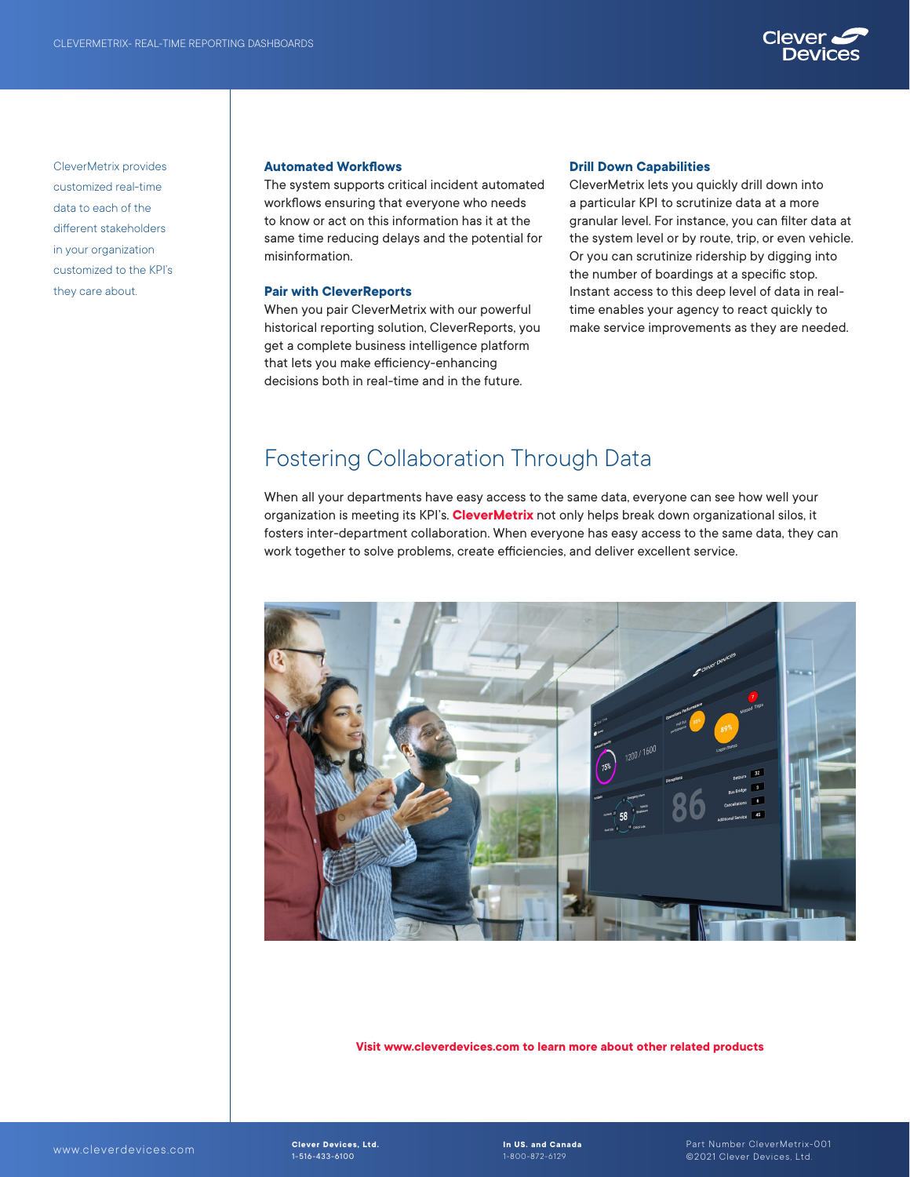CleverMetrix provides customized real-time data to each of the different stakeholders in your organization customized to the KPI's they care about.

### Automated Workflows

The system supports critical incident automated workflows ensuring that everyone who needs to know or act on this information has it at the same time reducing delays and the potential for misinformation.

### Pair with CleverReports

When you pair CleverMetrix with our powerful historical reporting solution, CleverReports, you get a complete business intelligence platform that lets you make efficiency-enhancing decisions both in real-time and in the future.

### Drill Down Capabilities

CleverMetrix lets you quickly drill down into a particular KPI to scrutinize data at a more granular level. For instance, you can filter data at the system level or by route, trip, or even vehicle. Or you can scrutinize ridership by digging into the number of boardings at a specific stop. Instant access to this deep level of data in real-time enables your agency to react quickly to make service improvements as they are needed.

## Fostering Collaboration Through Data

When all your departments have easy access to the same data, everyone can see how well your organization is meeting its KPI's. **CleverMetrix** not only helps break down organizational silos, it fosters inter-department collaboration. When everyone has easy access to the same data, they can work together to solve problems, create efficiencies, and deliver excellent service.

**Visit www.cleverdevices.com to learn more about other related products**

www.cleverdevices.com

**Clever Devices, Ltd.**
1-516-433-6100

**In US. and Canada**
1-800-872-6129

Part Number CleverMetrix-001
©2021 Clever Devices, Ltd.